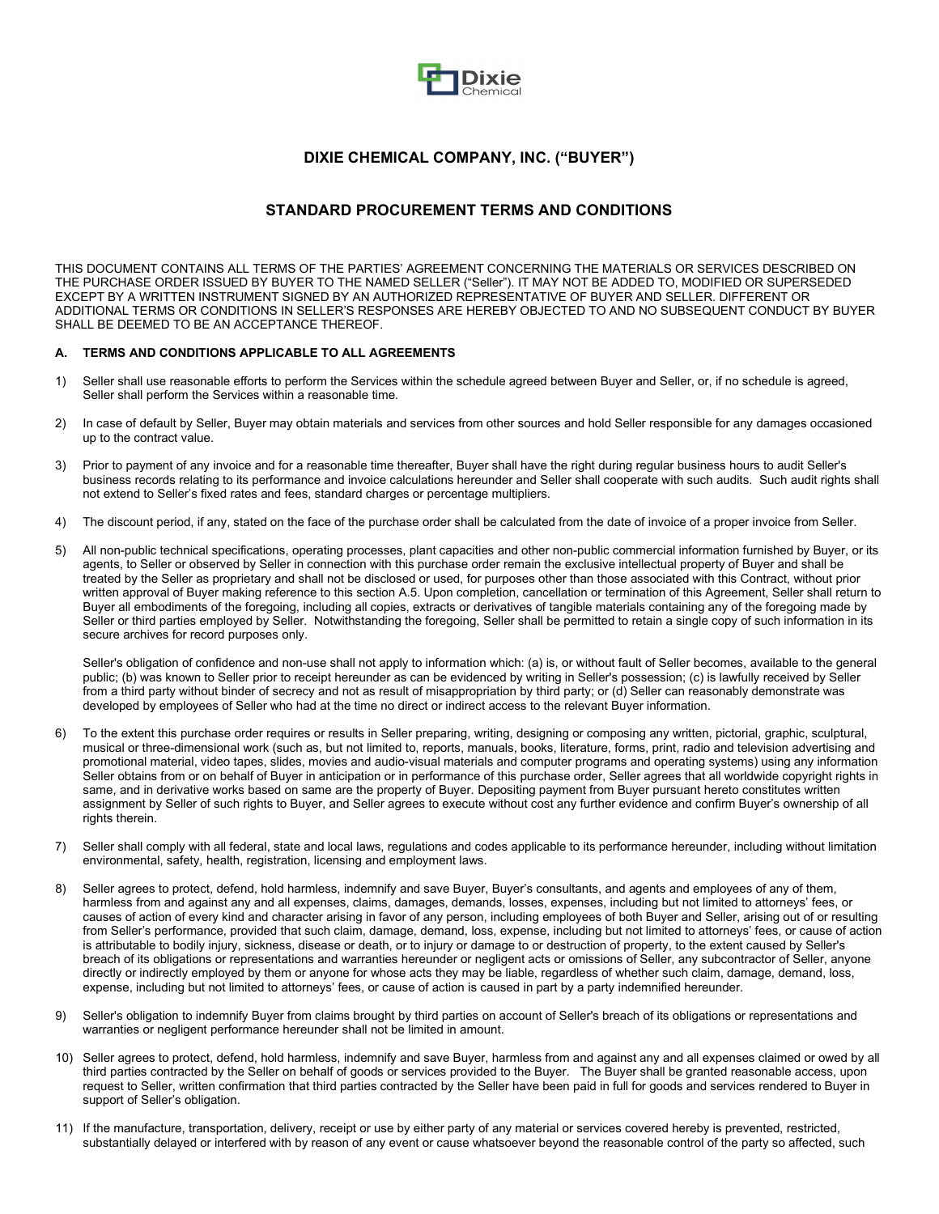Dixie Chemical

# DIXIE CHEMICAL COMPANY, INC. ("BUYER")

## STANDARD PROCUREMENT TERMS AND CONDITIONS

THIS DOCUMENT CONTAINS ALL TERMS OF THE PARTIES' AGREEMENT CONCERNING THE MATERIALS OR SERVICES DESCRIBED ON THE PURCHASE ORDER ISSUED BY BUYER TO THE NAMED SELLER ("Seller"). IT MAY NOT BE ADDED TO, MODIFIED OR SUPERSEDED EXCEPT BY A WRITTEN INSTRUMENT SIGNED BY AN AUTHORIZED REPRESENTATIVE OF BUYER AND SELLER. DIFFERENT OR ADDITIONAL TERMS OR CONDITIONS IN SELLER'S RESPONSES ARE HEREBY OBJECTED TO AND NO SUBSEQUENT CONDUCT BY BUYER SHALL BE DEEMED TO BE AN ACCEPTANCE THEREOF.

### A. TERMS AND CONDITIONS APPLICABLE TO ALL AGREEMENTS

1) Seller shall use reasonable efforts to perform the Services within the schedule agreed between Buyer and Seller, or, if no schedule is agreed, Seller shall perform the Services within a reasonable time.

2) In case of default by Seller, Buyer may obtain materials and services from other sources and hold Seller responsible for any damages occasioned up to the contract value.

3) Prior to payment of any invoice and for a reasonable time thereafter, Buyer shall have the right during regular business hours to audit Seller's business records relating to its performance and invoice calculations hereunder and Seller shall cooperate with such audits. Such audit rights shall not extend to Seller's fixed rates and fees, standard charges or percentage multipliers.

4) The discount period, if any, stated on the face of the purchase order shall be calculated from the date of invoice of a proper invoice from Seller.

5) All non-public technical specifications, operating processes, plant capacities and other non-public commercial information furnished by Buyer, or its agents, to Seller or observed by Seller in connection with this purchase order remain the exclusive intellectual property of Buyer and shall be treated by the Seller as proprietary and shall not be disclosed or used, for purposes other than those associated with this Contract, without prior written approval of Buyer making reference to this section A.5. Upon completion, cancellation or termination of this Agreement, Seller shall return to Buyer all embodiments of the foregoing, including all copies, extracts or derivatives of tangible materials containing any of the foregoing made by Seller or third parties employed by Seller. Notwithstanding the foregoing, Seller shall be permitted to retain a single copy of such information in its secure archives for record purposes only.

   Seller's obligation of confidence and non-use shall not apply to information which: (a) is, or without fault of Seller becomes, available to the general public; (b) was known to Seller prior to receipt hereunder as can be evidenced by writing in Seller's possession; (c) is lawfully received by Seller from a third party without binder of secrecy and not as result of misappropriation by third party; or (d) Seller can reasonably demonstrate was developed by employees of Seller who had at the time no direct or indirect access to the relevant Buyer information.

6) To the extent this purchase order requires or results in Seller preparing, writing, designing or composing any written, pictorial, graphic, sculptural, musical or three-dimensional work (such as, but not limited to, reports, manuals, books, literature, forms, print, radio and television advertising and promotional material, video tapes, slides, movies and audio-visual materials and computer programs and operating systems) using any information Seller obtains from or on behalf of Buyer in anticipation or in performance of this purchase order, Seller agrees that all worldwide copyright rights in same, and in derivative works based on same are the property of Buyer. Depositing payment from Buyer pursuant hereto constitutes written assignment by Seller of such rights to Buyer, and Seller agrees to execute without cost any further evidence and confirm Buyer's ownership of all rights therein.

7) Seller shall comply with all federal, state and local laws, regulations and codes applicable to its performance hereunder, including without limitation environmental, safety, health, registration, licensing and employment laws.

8) Seller agrees to protect, defend, hold harmless, indemnify and save Buyer, Buyer's consultants, and agents and employees of any of them, harmless from and against any and all expenses, claims, damages, demands, losses, expenses, including but not limited to attorneys' fees, or causes of action of every kind and character arising in favor of any person, including employees of both Buyer and Seller, arising out of or resulting from Seller's performance, provided that such claim, damage, demand, loss, expense, including but not limited to attorneys' fees, or cause of action is attributable to bodily injury, sickness, disease or death, or to injury or damage to or destruction of property, to the extent caused by Seller's breach of its obligations or representations and warranties hereunder or negligent acts or omissions of Seller, any subcontractor of Seller, anyone directly or indirectly employed by them or anyone for whose acts they may be liable, regardless of whether such claim, damage, demand, loss, expense, including but not limited to attorneys' fees, or cause of action is caused in part by a party indemnified hereunder.

9) Seller's obligation to indemnify Buyer from claims brought by third parties on account of Seller's breach of its obligations or representations and warranties or negligent performance hereunder shall not be limited in amount.

10) Seller agrees to protect, defend, hold harmless, indemnify and save Buyer, harmless from and against any and all expenses claimed or owed by all third parties contracted by the Seller on behalf of goods or services provided to the Buyer. The Buyer shall be granted reasonable access, upon request to Seller, written confirmation that third parties contracted by the Seller have been paid in full for goods and services rendered to Buyer in support of Seller's obligation.

11) If the manufacture, transportation, delivery, receipt or use by either party of any material or services covered hereby is prevented, restricted, substantially delayed or interfered with by reason of any event or cause whatsoever beyond the reasonable control of the party so affected, such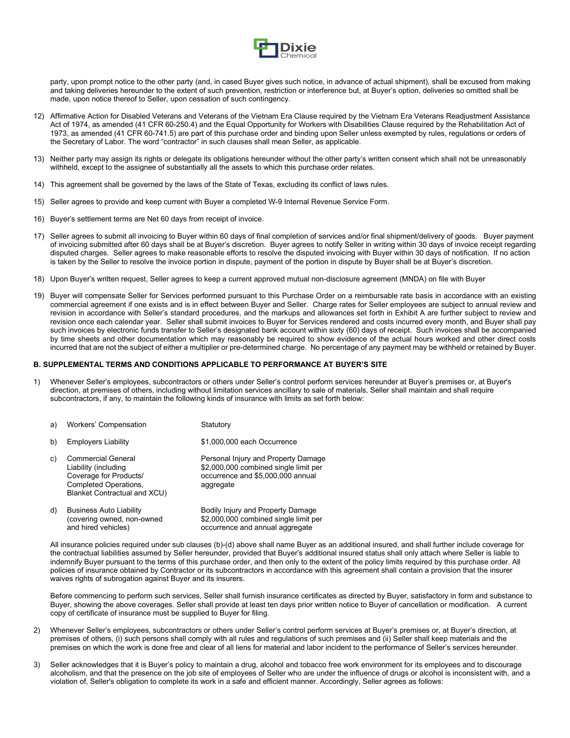party, upon prompt notice to the other party (and, in cased Buyer gives such notice, in advance of actual shipment), shall be excused from making and taking deliveries hereunder to the extent of such prevention, restriction or interference but, at Buyer's option, deliveries so omitted shall be made, upon notice thereof to Seller, upon cessation of such contingency.

12) Affirmative Action for Disabled Veterans and Veterans of the Vietnam Era Clause required by the Vietnam Era Veterans Readjustment Assistance Act of 1974, as amended (41 CFR 60-250.4) and the Equal Opportunity for Workers with Disabilities Clause required by the Rehabilitation Act of 1973, as amended (41 CFR 60-741.5) are part of this purchase order and binding upon Seller unless exempted by rules, regulations or orders of the Secretary of Labor. The word "contractor" in such clauses shall mean Seller, as applicable.

13) Neither party may assign its rights or delegate its obligations hereunder without the other party's written consent which shall not be unreasonably withheld, except to the assignee of substantially all the assets to which this purchase order relates.

14) This agreement shall be governed by the laws of the State of Texas, excluding its conflict of laws rules.

15) Seller agrees to provide and keep current with Buyer a completed W-9 Internal Revenue Service Form.

16) Buyer's settlement terms are Net 60 days from receipt of invoice.

17) Seller agrees to submit all invoicing to Buyer within 60 days of final completion of services and/or final shipment/delivery of goods. Buyer payment of invoicing submitted after 60 days shall be at Buyer's discretion. Buyer agrees to notify Seller in writing within 30 days of invoice receipt regarding disputed charges. Seller agrees to make reasonable efforts to resolve the disputed invoicing with Buyer within 30 days of notification. If no action is taken by the Seller to resolve the invoice portion in dispute, payment of the portion in dispute by Buyer shall be at Buyer's discretion.

18) Upon Buyer's written request, Seller agrees to keep a current approved mutual non-disclosure agreement (MNDA) on file with Buyer

19) Buyer will compensate Seller for Services performed pursuant to this Purchase Order on a reimbursable rate basis in accordance with an existing commercial agreement if one exists and is in effect between Buyer and Seller. Charge rates for Seller employees are subject to annual review and revision in accordance with Seller's standard procedures, and the markups and allowances set forth in Exhibit A are further subject to review and revision once each calendar year. Seller shall submit invoices to Buyer for Services rendered and costs incurred every month, and Buyer shall pay such invoices by electronic funds transfer to Seller's designated bank account within sixty (60) days of receipt. Such invoices shall be accompanied by time sheets and other documentation which may reasonably be required to show evidence of the actual hours worked and other direct costs incurred that are not the subject of either a multiplier or pre-determined charge. No percentage of any payment may be withheld or retained by Buyer.

### B. SUPPLEMENTAL TERMS AND CONDITIONS APPLICABLE TO PERFORMANCE AT BUYER'S SITE

1) Whenever Seller's employees, subcontractors or others under Seller's control perform services hereunder at Buyer's premises or, at Buyer's direction, at premises of others, including without limitation services ancillary to sale of materials, Seller shall maintain and shall require subcontractors, if any, to maintain the following kinds of insurance with limits as set forth below:

| | | |
|---|---|---|
| a) | Workers' Compensation | Statutory |
| b) | Employers Liability | $1,000,000 each Occurrence |
| c) | Commercial General Liability (including Coverage for Products/ Completed Operations, Blanket Contractual and XCU) | Personal Injury and Property Damage $2,000,000 combined single limit per occurrence and $5,000,000 annual aggregate |
| d) | Business Auto Liability (covering owned, non-owned and hired vehicles) | Bodily Injury and Property Damage $2,000,000 combined single limit per occurrence and annual aggregate |

All insurance policies required under sub clauses (b)-(d) above shall name Buyer as an additional insured, and shall further include coverage for the contractual liabilities assumed by Seller hereunder, provided that Buyer's additional insured status shall only attach where Seller is liable to indemnify Buyer pursuant to the terms of this purchase order, and then only to the extent of the policy limits required by this purchase order. All policies of insurance obtained by Contractor or its subcontractors in accordance with this agreement shall contain a provision that the insurer waives rights of subrogation against Buyer and its insurers.

Before commencing to perform such services, Seller shall furnish insurance certificates as directed by Buyer, satisfactory in form and substance to Buyer, showing the above coverages. Seller shall provide at least ten days prior written notice to Buyer of cancellation or modification. A current copy of certificate of insurance must be supplied to Buyer for filing.

2) Whenever Seller's employees, subcontractors or others under Seller's control perform services at Buyer's premises or, at Buyer's direction, at premises of others, (i) such persons shall comply with all rules and regulations of such premises and (ii) Seller shall keep materials and the premises on which the work is done free and clear of all liens for material and labor incident to the performance of Seller's services hereunder.

3) Seller acknowledges that it is Buyer's policy to maintain a drug, alcohol and tobacco free work environment for its employees and to discourage alcoholism, and that the presence on the job site of employees of Seller who are under the influence of drugs or alcohol is inconsistent with, and a violation of, Seller's obligation to complete its work in a safe and efficient manner. Accordingly, Seller agrees as follows: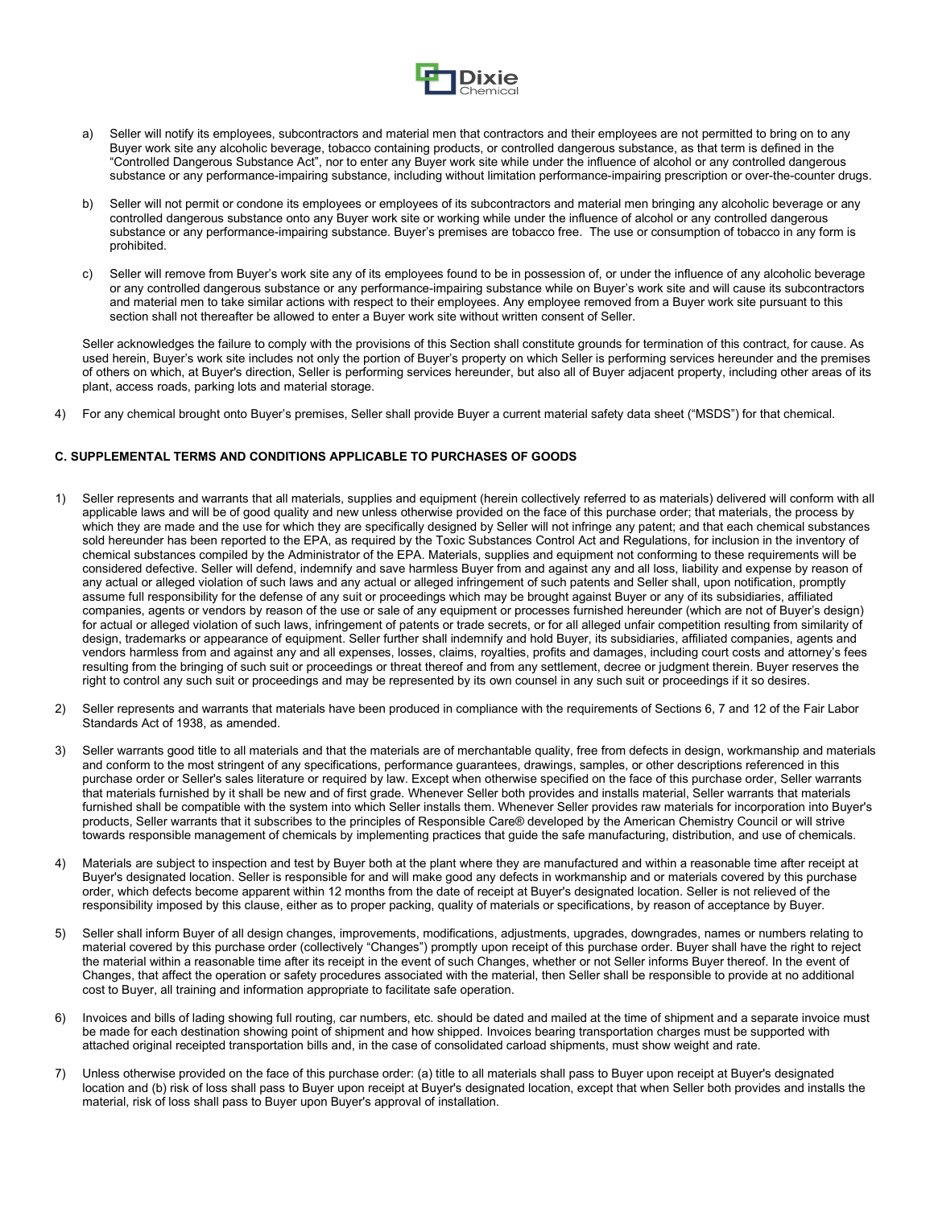a) Seller will notify its employees, subcontractors and material men that contractors and their employees are not permitted to bring on to any Buyer work site any alcoholic beverage, tobacco containing products, or controlled dangerous substance, as that term is defined in the "Controlled Dangerous Substance Act", nor to enter any Buyer work site while under the influence of alcohol or any controlled dangerous substance or any performance-impairing substance, including without limitation performance-impairing prescription or over-the-counter drugs.

b) Seller will not permit or condone its employees or employees of its subcontractors and material men bringing any alcoholic beverage or any controlled dangerous substance onto any Buyer work site or working while under the influence of alcohol or any controlled dangerous substance or any performance-impairing substance. Buyer's premises are tobacco free. The use or consumption of tobacco in any form is prohibited.

c) Seller will remove from Buyer's work site any of its employees found to be in possession of, or under the influence of any alcoholic beverage or any controlled dangerous substance or any performance-impairing substance while on Buyer's work site and will cause its subcontractors and material men to take similar actions with respect to their employees. Any employee removed from a Buyer work site pursuant to this section shall not thereafter be allowed to enter a Buyer work site without written consent of Seller.

Seller acknowledges the failure to comply with the provisions of this Section shall constitute grounds for termination of this contract, for cause. As used herein, Buyer's work site includes not only the portion of Buyer's property on which Seller is performing services hereunder and the premises of others on which, at Buyer's direction, Seller is performing services hereunder, but also all of Buyer adjacent property, including other areas of its plant, access roads, parking lots and material storage.

4) For any chemical brought onto Buyer's premises, Seller shall provide Buyer a current material safety data sheet ("MSDS") for that chemical.

### C. SUPPLEMENTAL TERMS AND CONDITIONS APPLICABLE TO PURCHASES OF GOODS

1) Seller represents and warrants that all materials, supplies and equipment (herein collectively referred to as materials) delivered will conform with all applicable laws and will be of good quality and new unless otherwise provided on the face of this purchase order; that materials, the process by which they are made and the use for which they are specifically designed by Seller will not infringe any patent; and that each chemical substances sold hereunder has been reported to the EPA, as required by the Toxic Substances Control Act and Regulations, for inclusion in the inventory of chemical substances compiled by the Administrator of the EPA. Materials, supplies and equipment not conforming to these requirements will be considered defective. Seller will defend, indemnify and save harmless Buyer from and against any and all loss, liability and expense by reason of any actual or alleged violation of such laws and any actual or alleged infringement of such patents and Seller shall, upon notification, promptly assume full responsibility for the defense of any suit or proceedings which may be brought against Buyer or any of its subsidiaries, affiliated companies, agents or vendors by reason of the use or sale of any equipment or processes furnished hereunder (which are not of Buyer's design) for actual or alleged violation of such laws, infringement of patents or trade secrets, or for all alleged unfair competition resulting from similarity of design, trademarks or appearance of equipment. Seller further shall indemnify and hold Buyer, its subsidiaries, affiliated companies, agents and vendors harmless from and against any and all expenses, losses, claims, royalties, profits and damages, including court costs and attorney's fees resulting from the bringing of such suit or proceedings or threat thereof and from any settlement, decree or judgment therein. Buyer reserves the right to control any such suit or proceedings and may be represented by its own counsel in any such suit or proceedings if it so desires.

2) Seller represents and warrants that materials have been produced in compliance with the requirements of Sections 6, 7 and 12 of the Fair Labor Standards Act of 1938, as amended.

3) Seller warrants good title to all materials and that the materials are of merchantable quality, free from defects in design, workmanship and materials and conform to the most stringent of any specifications, performance guarantees, drawings, samples, or other descriptions referenced in this purchase order or Seller's sales literature or required by law. Except when otherwise specified on the face of this purchase order, Seller warrants that materials furnished by it shall be new and of first grade. Whenever Seller both provides and installs material, Seller warrants that materials furnished shall be compatible with the system into which Seller installs them. Whenever Seller provides raw materials for incorporation into Buyer's products, Seller warrants that it subscribes to the principles of Responsible Care® developed by the American Chemistry Council or will strive towards responsible management of chemicals by implementing practices that guide the safe manufacturing, distribution, and use of chemicals.

4) Materials are subject to inspection and test by Buyer both at the plant where they are manufactured and within a reasonable time after receipt at Buyer's designated location. Seller is responsible for and will make good any defects in workmanship and or materials covered by this purchase order, which defects become apparent within 12 months from the date of receipt at Buyer's designated location. Seller is not relieved of the responsibility imposed by this clause, either as to proper packing, quality of materials or specifications, by reason of acceptance by Buyer.

5) Seller shall inform Buyer of all design changes, improvements, modifications, adjustments, upgrades, downgrades, names or numbers relating to material covered by this purchase order (collectively "Changes") promptly upon receipt of this purchase order. Buyer shall have the right to reject the material within a reasonable time after its receipt in the event of such Changes, whether or not Seller informs Buyer thereof. In the event of Changes, that affect the operation or safety procedures associated with the material, then Seller shall be responsible to provide at no additional cost to Buyer, all training and information appropriate to facilitate safe operation.

6) Invoices and bills of lading showing full routing, car numbers, etc. should be dated and mailed at the time of shipment and a separate invoice must be made for each destination showing point of shipment and how shipped. Invoices bearing transportation charges must be supported with attached original receipted transportation bills and, in the case of consolidated carload shipments, must show weight and rate.

7) Unless otherwise provided on the face of this purchase order: (a) title to all materials shall pass to Buyer upon receipt at Buyer's designated location and (b) risk of loss shall pass to Buyer upon receipt at Buyer's designated location, except that when Seller both provides and installs the material, risk of loss shall pass to Buyer upon Buyer's approval of installation.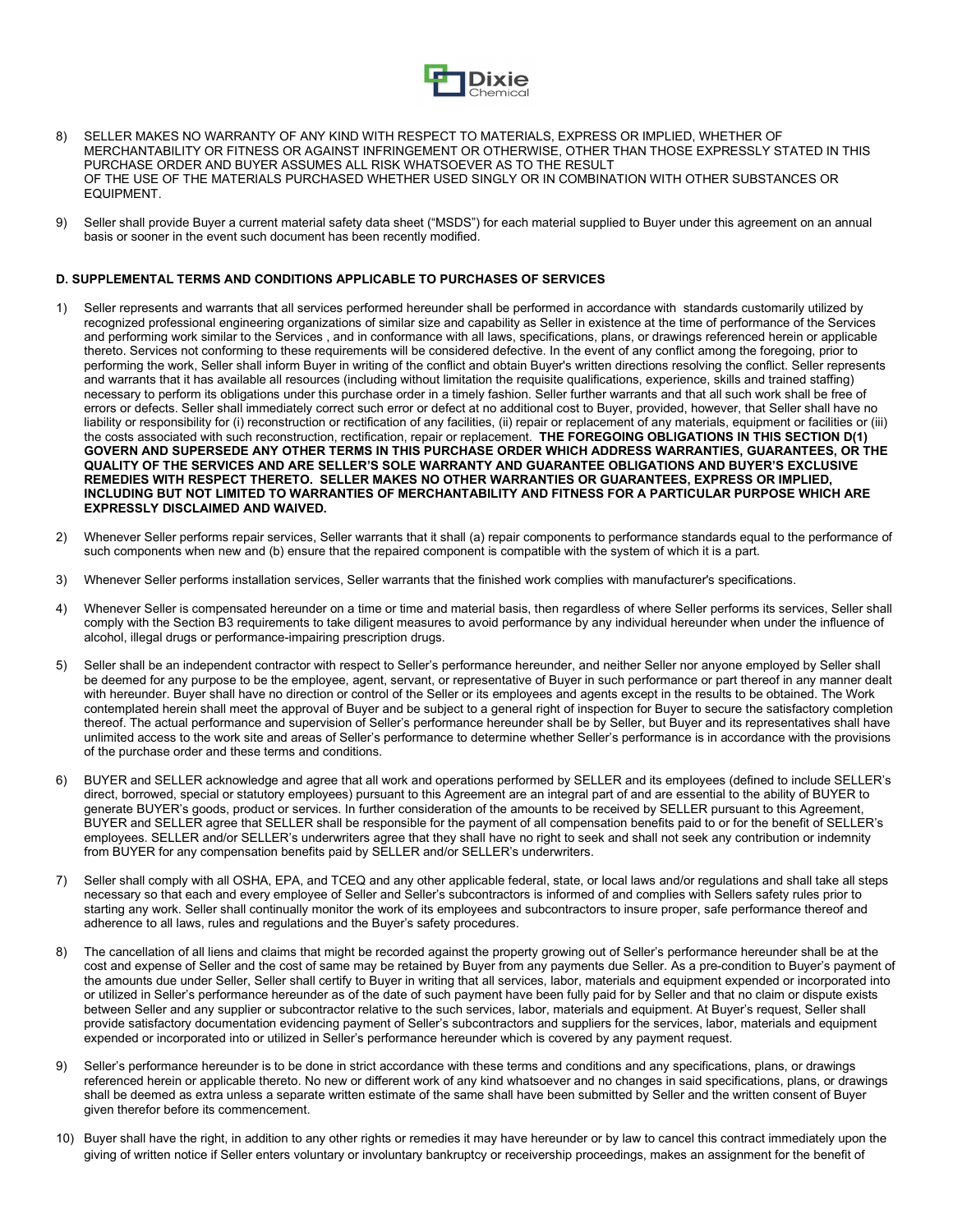8) SELLER MAKES NO WARRANTY OF ANY KIND WITH RESPECT TO MATERIALS, EXPRESS OR IMPLIED, WHETHER OF MERCHANTABILITY OR FITNESS OR AGAINST INFRINGEMENT OR OTHERWISE, OTHER THAN THOSE EXPRESSLY STATED IN THIS PURCHASE ORDER AND BUYER ASSUMES ALL RISK WHATSOEVER AS TO THE RESULT OF THE USE OF THE MATERIALS PURCHASED WHETHER USED SINGLY OR IN COMBINATION WITH OTHER SUBSTANCES OR EQUIPMENT.

9) Seller shall provide Buyer a current material safety data sheet ("MSDS") for each material supplied to Buyer under this agreement on an annual basis or sooner in the event such document has been recently modified.

### D. SUPPLEMENTAL TERMS AND CONDITIONS APPLICABLE TO PURCHASES OF SERVICES

1) Seller represents and warrants that all services performed hereunder shall be performed in accordance with standards customarily utilized by recognized professional engineering organizations of similar size and capability as Seller in existence at the time of performance of the Services and performing work similar to the Services , and in conformance with all laws, specifications, plans, or drawings referenced herein or applicable thereto. Services not conforming to these requirements will be considered defective. In the event of any conflict among the foregoing, prior to performing the work, Seller shall inform Buyer in writing of the conflict and obtain Buyer's written directions resolving the conflict. Seller represents and warrants that it has available all resources (including without limitation the requisite qualifications, experience, skills and trained staffing) necessary to perform its obligations under this purchase order in a timely fashion. Seller further warrants and that all such work shall be free of errors or defects. Seller shall immediately correct such error or defect at no additional cost to Buyer, provided, however, that Seller shall have no liability or responsibility for (i) reconstruction or rectification of any facilities, (ii) repair or replacement of any materials, equipment or facilities or (iii) the costs associated with such reconstruction, rectification, repair or replacement. **THE FOREGOING OBLIGATIONS IN THIS SECTION D(1) GOVERN AND SUPERSEDE ANY OTHER TERMS IN THIS PURCHASE ORDER WHICH ADDRESS WARRANTIES, GUARANTEES, OR THE QUALITY OF THE SERVICES AND ARE SELLER'S SOLE WARRANTY AND GUARANTEE OBLIGATIONS AND BUYER'S EXCLUSIVE REMEDIES WITH RESPECT THERETO. SELLER MAKES NO OTHER WARRANTIES OR GUARANTEES, EXPRESS OR IMPLIED, INCLUDING BUT NOT LIMITED TO WARRANTIES OF MERCHANTABILITY AND FITNESS FOR A PARTICULAR PURPOSE WHICH ARE EXPRESSLY DISCLAIMED AND WAIVED.**

2) Whenever Seller performs repair services, Seller warrants that it shall (a) repair components to performance standards equal to the performance of such components when new and (b) ensure that the repaired component is compatible with the system of which it is a part.

3) Whenever Seller performs installation services, Seller warrants that the finished work complies with manufacturer's specifications.

4) Whenever Seller is compensated hereunder on a time or time and material basis, then regardless of where Seller performs its services, Seller shall comply with the Section B3 requirements to take diligent measures to avoid performance by any individual hereunder when under the influence of alcohol, illegal drugs or performance-impairing prescription drugs.

5) Seller shall be an independent contractor with respect to Seller's performance hereunder, and neither Seller nor anyone employed by Seller shall be deemed for any purpose to be the employee, agent, servant, or representative of Buyer in such performance or part thereof in any manner dealt with hereunder. Buyer shall have no direction or control of the Seller or its employees and agents except in the results to be obtained. The Work contemplated herein shall meet the approval of Buyer and be subject to a general right of inspection for Buyer to secure the satisfactory completion thereof. The actual performance and supervision of Seller's performance hereunder shall be by Seller, but Buyer and its representatives shall have unlimited access to the work site and areas of Seller's performance to determine whether Seller's performance is in accordance with the provisions of the purchase order and these terms and conditions.

6) BUYER and SELLER acknowledge and agree that all work and operations performed by SELLER and its employees (defined to include SELLER's direct, borrowed, special or statutory employees) pursuant to this Agreement are an integral part of and are essential to the ability of BUYER to generate BUYER's goods, product or services. In further consideration of the amounts to be received by SELLER pursuant to this Agreement, BUYER and SELLER agree that SELLER shall be responsible for the payment of all compensation benefits paid to or for the benefit of SELLER's employees. SELLER and/or SELLER's underwriters agree that they shall have no right to seek and shall not seek any contribution or indemnity from BUYER for any compensation benefits paid by SELLER and/or SELLER's underwriters.

7) Seller shall comply with all OSHA, EPA, and TCEQ and any other applicable federal, state, or local laws and/or regulations and shall take all steps necessary so that each and every employee of Seller and Seller's subcontractors is informed of and complies with Sellers safety rules prior to starting any work. Seller shall continually monitor the work of its employees and subcontractors to insure proper, safe performance thereof and adherence to all laws, rules and regulations and the Buyer's safety procedures.

8) The cancellation of all liens and claims that might be recorded against the property growing out of Seller's performance hereunder shall be at the cost and expense of Seller and the cost of same may be retained by Buyer from any payments due Seller. As a pre-condition to Buyer's payment of the amounts due under Seller, Seller shall certify to Buyer in writing that all services, labor, materials and equipment expended or incorporated into or utilized in Seller's performance hereunder as of the date of such payment have been fully paid for by Seller and that no claim or dispute exists between Seller and any supplier or subcontractor relative to the such services, labor, materials and equipment. At Buyer's request, Seller shall provide satisfactory documentation evidencing payment of Seller's subcontractors and suppliers for the services, labor, materials and equipment expended or incorporated into or utilized in Seller's performance hereunder which is covered by any payment request.

9) Seller's performance hereunder is to be done in strict accordance with these terms and conditions and any specifications, plans, or drawings referenced herein or applicable thereto. No new or different work of any kind whatsoever and no changes in said specifications, plans, or drawings shall be deemed as extra unless a separate written estimate of the same shall have been submitted by Seller and the written consent of Buyer given therefor before its commencement.

10) Buyer shall have the right, in addition to any other rights or remedies it may have hereunder or by law to cancel this contract immediately upon the giving of written notice if Seller enters voluntary or involuntary bankruptcy or receivership proceedings, makes an assignment for the benefit of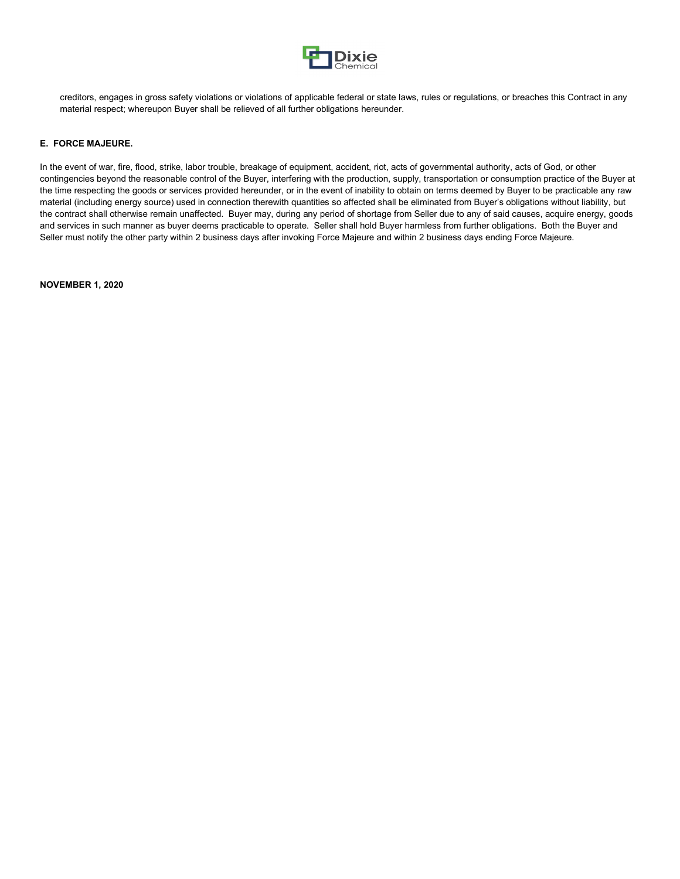creditors, engages in gross safety violations or violations of applicable federal or state laws, rules or regulations, or breaches this Contract in any material respect; whereupon Buyer shall be relieved of all further obligations hereunder.

**E. FORCE MAJEURE.**

In the event of war, fire, flood, strike, labor trouble, breakage of equipment, accident, riot, acts of governmental authority, acts of God, or other contingencies beyond the reasonable control of the Buyer, interfering with the production, supply, transportation or consumption practice of the Buyer at the time respecting the goods or services provided hereunder, or in the event of inability to obtain on terms deemed by Buyer to be practicable any raw material (including energy source) used in connection therewith quantities so affected shall be eliminated from Buyer's obligations without liability, but the contract shall otherwise remain unaffected. Buyer may, during any period of shortage from Seller due to any of said causes, acquire energy, goods and services in such manner as buyer deems practicable to operate. Seller shall hold Buyer harmless from further obligations. Both the Buyer and Seller must notify the other party within 2 business days after invoking Force Majeure and within 2 business days ending Force Majeure.

**NOVEMBER 1, 2020**